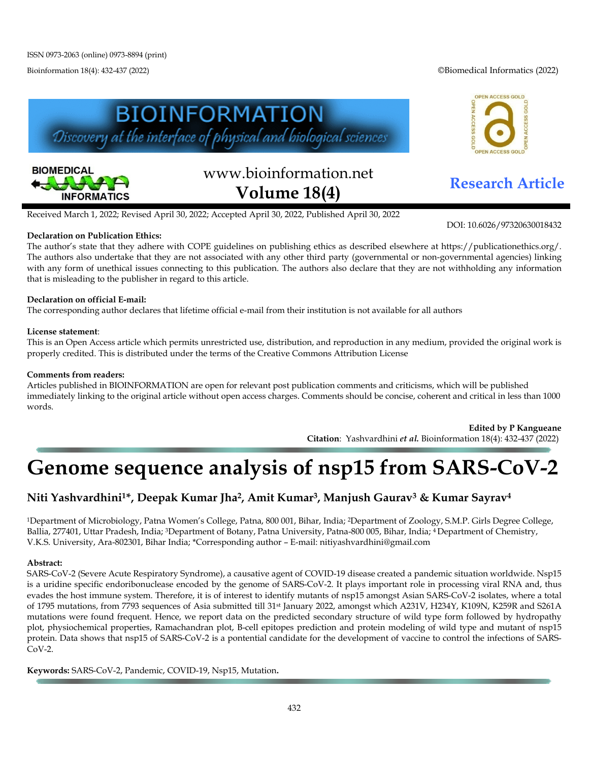ISSN 0973-2063 (online) 0973-8894 (print)

Bioinformation 18(4): 432-437 (2022)

©Biomedical Informatics (2022)

**BIOINFORMATION**
*Discovery at the interface of physical and biological sciences*

www.bioinformation.net
**Volume 18(4)**

**Research Article**

Received March 1, 2022; Revised April 30, 2022; Accepted April 30, 2022, Published April 30, 2022

DOI: 10.6026/97320630018432

**Declaration on Publication Ethics:**
The author's state that they adhere with COPE guidelines on publishing ethics as described elsewhere at https://publicationethics.org/. The authors also undertake that they are not associated with any other third party (governmental or non-governmental agencies) linking with any form of unethical issues connecting to this publication. The authors also declare that they are not withholding any information that is misleading to the publisher in regard to this article.

**Declaration on official E-mail:**
The corresponding author declares that lifetime official e-mail from their institution is not available for all authors

**License statement**:
This is an Open Access article which permits unrestricted use, distribution, and reproduction in any medium, provided the original work is properly credited. This is distributed under the terms of the Creative Commons Attribution License

**Comments from readers:**
Articles published in BIOINFORMATION are open for relevant post publication comments and criticisms, which will be published immediately linking to the original article without open access charges. Comments should be concise, coherent and critical in less than 1000 words.

**Edited by P Kangueane**
**Citation**: Yashvardhini ***et al.*** Bioinformation 18(4): 432-437 (2022)

# Genome sequence analysis of nsp15 from SARS-CoV-2

## Niti Yashvardhini[1]*, Deepak Kumar Jha[2], Amit Kumar[3], Manjush Gaurav[3] & Kumar Sayrav[4]

[1]Department of Microbiology, Patna Women's College, Patna, 800 001, Bihar, India; [2]Department of Zoology, S.M.P. Girls Degree College, Ballia, 277401, Uttar Pradesh, India; [3]Department of Botany, Patna University, Patna-800 005, Bihar, India; [4] Department of Chemistry, V.K.S. University, Ara-802301, Bihar India; *Corresponding author – E-mail: nitiyashvardhini@gmail.com

**Abstract:**
SARS-CoV-2 (Severe Acute Respiratory Syndrome), a causative agent of COVID-19 disease created a pandemic situation worldwide. Nsp15 is a uridine specific endoribonuclease encoded by the genome of SARS-CoV-2. It plays important role in processing viral RNA and, thus evades the host immune system. Therefore, it is of interest to identify mutants of nsp15 amongst Asian SARS-CoV-2 isolates, where a total of 1795 mutations, from 7793 sequences of Asia submitted till 31st January 2022, amongst which A231V, H234Y, K109N, K259R and S261A mutations were found frequent. Hence, we report data on the predicted secondary structure of wild type form followed by hydropathy plot, physiochemical properties, Ramachandran plot, B-cell epitopes prediction and protein modeling of wild type and mutant of nsp15 protein. Data shows that nsp15 of SARS-CoV-2 is a pontential candidate for the development of vaccine to control the infections of SARS-CoV-2.

**Keywords:** SARS-CoV-2, Pandemic, COVID-19, Nsp15, Mutation**.**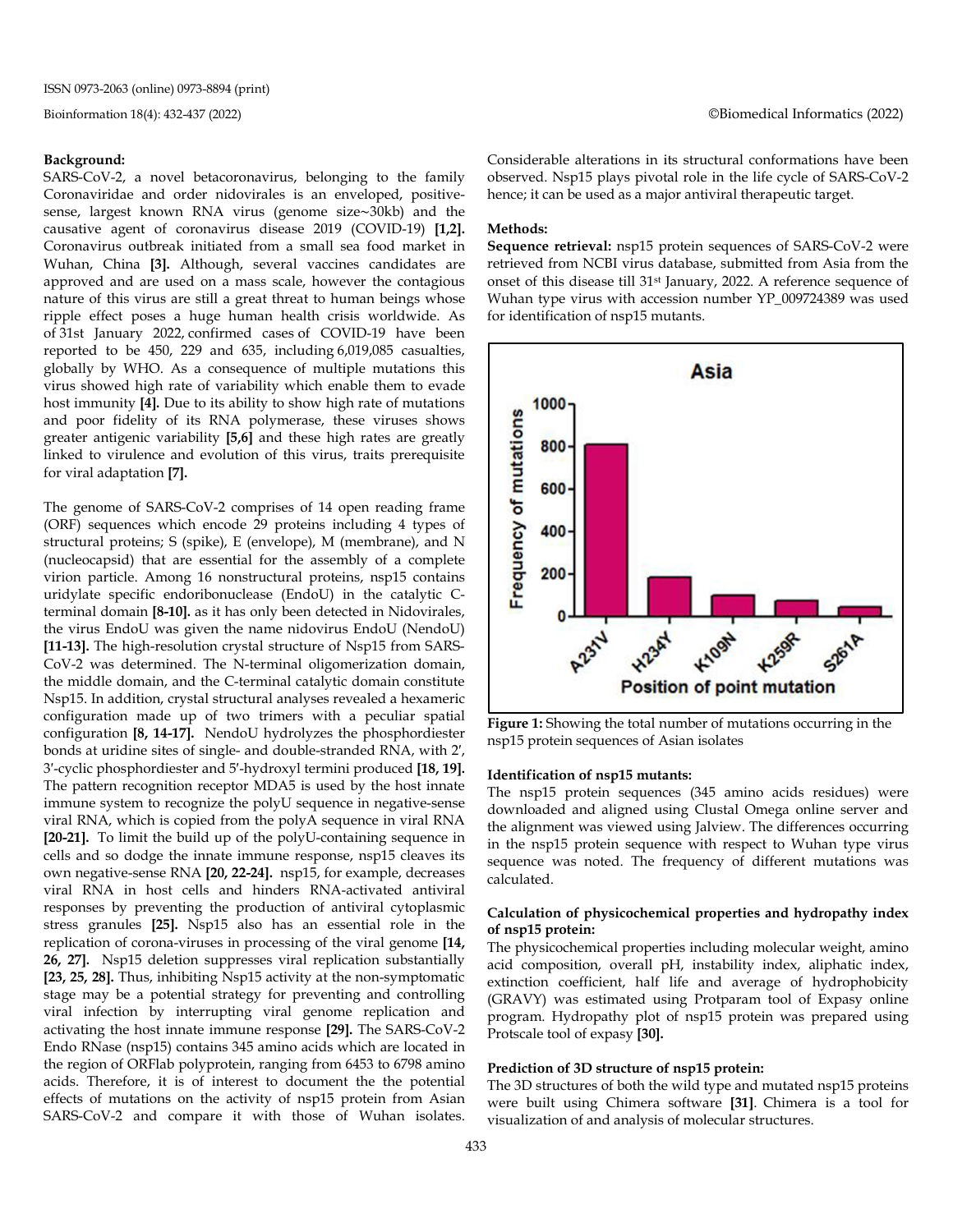**Background:**
SARS-CoV-2, a novel betacoronavirus, belonging to the family Coronaviridae and order nidovirales is an enveloped, positive-sense, largest known RNA virus (genome size~30kb) and the causative agent of coronavirus disease 2019 (COVID-19) **[1,2].** Coronavirus outbreak initiated from a small sea food market in Wuhan, China **[3].** Although, several vaccines candidates are approved and are used on a mass scale, however the contagious nature of this virus are still a great threat to human beings whose ripple effect poses a huge human health crisis worldwide. As of 31st January 2022, confirmed cases of COVID-19 have been reported to be 450, 229 and 635, including 6,019,085 casualties, globally by WHO. As a consequence of multiple mutations this virus showed high rate of variability which enable them to evade host immunity **[4].** Due to its ability to show high rate of mutations and poor fidelity of its RNA polymerase, these viruses shows greater antigenic variability **[5,6]** and these high rates are greatly linked to virulence and evolution of this virus, traits prerequisite for viral adaptation **[7].**

The genome of SARS-CoV-2 comprises of 14 open reading frame (ORF) sequences which encode 29 proteins including 4 types of structural proteins; S (spike), E (envelope), M (membrane), and N (nucleocapsid) that are essential for the assembly of a complete virion particle. Among 16 nonstructural proteins, nsp15 contains uridylate specific endoribonuclease (EndoU) in the catalytic C-terminal domain **[8-10].** as it has only been detected in Nidovirales, the virus EndoU was given the name nidovirus EndoU (NendoU) **[11-13].** The high-resolution crystal structure of Nsp15 from SARS-CoV-2 was determined. The N-terminal oligomerization domain, the middle domain, and the C-terminal catalytic domain constitute Nsp15. In addition, crystal structural analyses revealed a hexameric configuration made up of two trimers with a peculiar spatial configuration **[8, 14-17].** NendoU hydrolyzes the phosphordiester bonds at uridine sites of single- and double-stranded RNA, with 2′, 3′-cyclic phosphordiester and 5′-hydroxyl termini produced **[18, 19].** The pattern recognition receptor MDA5 is used by the host innate immune system to recognize the polyU sequence in negative-sense viral RNA, which is copied from the polyA sequence in viral RNA **[20-21].** To limit the build up of the polyU-containing sequence in cells and so dodge the innate immune response, nsp15 cleaves its own negative-sense RNA **[20, 22-24].** nsp15, for example, decreases viral RNA in host cells and hinders RNA-activated antiviral responses by preventing the production of antiviral cytoplasmic stress granules **[25].** Nsp15 also has an essential role in the replication of corona-viruses in processing of the viral genome **[14, 26, 27].** Nsp15 deletion suppresses viral replication substantially **[23, 25, 28].** Thus, inhibiting Nsp15 activity at the non-symptomatic stage may be a potential strategy for preventing and controlling viral infection by interrupting viral genome replication and activating the host innate immune response **[29].** The SARS-CoV-2 Endo RNase (nsp15) contains 345 amino acids which are located in the region of ORFlab polyprotein, ranging from 6453 to 6798 amino acids. Therefore, it is of interest to document the the potential effects of mutations on the activity of nsp15 protein from Asian SARS-CoV-2 and compare it with those of Wuhan isolates. Considerable alterations in its structural conformations have been observed. Nsp15 plays pivotal role in the life cycle of SARS-CoV-2 hence; it can be used as a major antiviral therapeutic target.

**Methods:**

**Sequence retrieval:** nsp15 protein sequences of SARS-CoV-2 were retrieved from NCBI virus database, submitted from Asia from the onset of this disease till 31st January, 2022. A reference sequence of Wuhan type virus with accession number YP_009724389 was used for identification of nsp15 mutants.

**Figure 1:** Showing the total number of mutations occurring in the nsp15 protein sequences of Asian isolates

**Identification of nsp15 mutants:**
The nsp15 protein sequences (345 amino acids residues) were downloaded and aligned using Clustal Omega online server and the alignment was viewed using Jalview. The differences occurring in the nsp15 protein sequence with respect to Wuhan type virus sequence was noted. The frequency of different mutations was calculated.

**Calculation of physicochemical properties and hydropathy index of nsp15 protein:**
The physicochemical properties including molecular weight, amino acid composition, overall pH, instability index, aliphatic index, extinction coefficient, half life and average of hydrophobicity (GRAVY) was estimated using Protparam tool of Expasy online program. Hydropathy plot of nsp15 protein was prepared using Protscale tool of expasy **[30].**

**Prediction of 3D structure of nsp15 protein:**
The 3D structures of both the wild type and mutated nsp15 proteins were built using Chimera software **[31]**. Chimera is a tool for visualization of and analysis of molecular structures.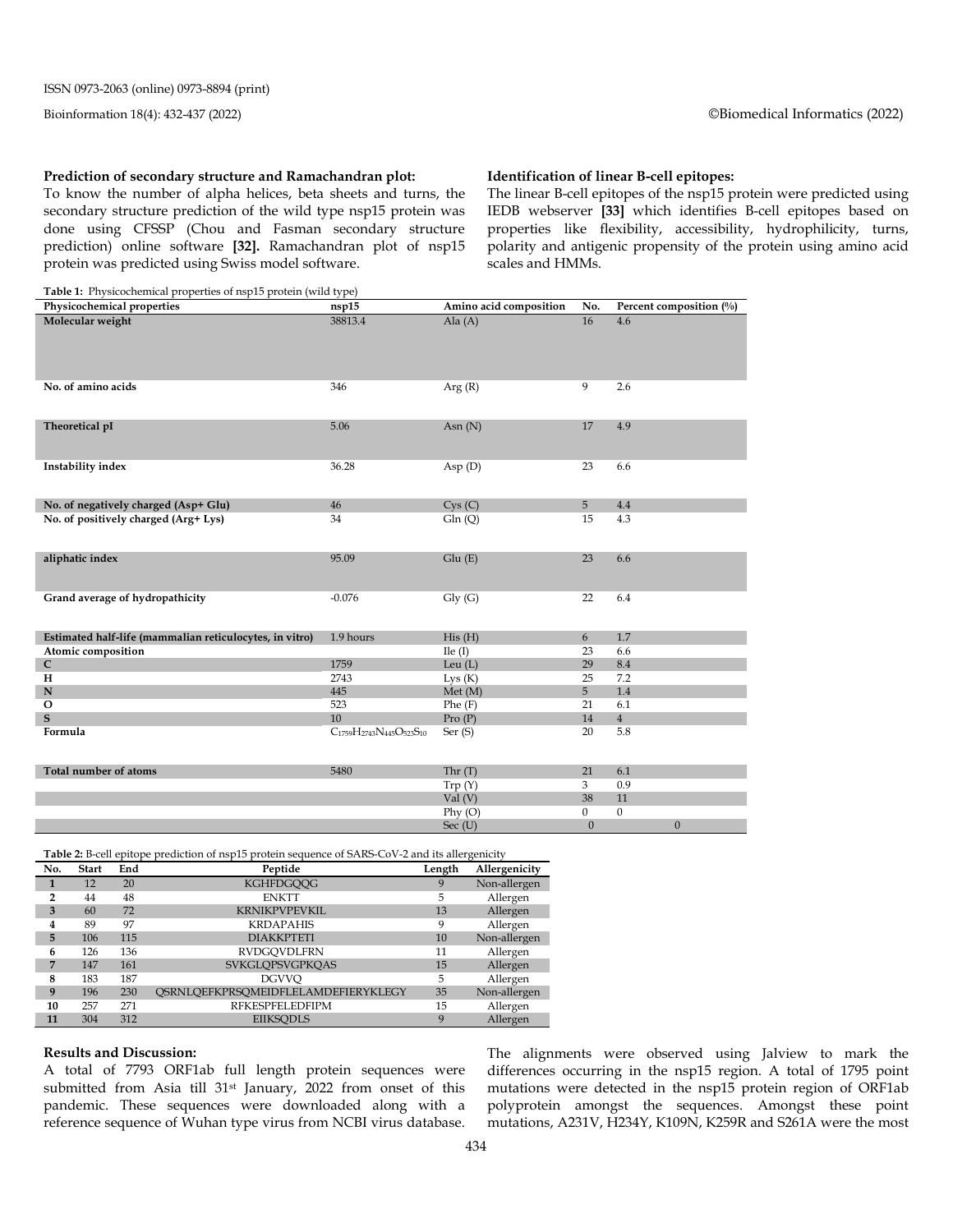**Prediction of secondary structure and Ramachandran plot:**

To know the number of alpha helices, beta sheets and turns, the secondary structure prediction of the wild type nsp15 protein was done using CFSSP (Chou and Fasman secondary structure prediction) online software **[32].** Ramachandran plot of nsp15 protein was predicted using Swiss model software.

**Identification of linear B-cell epitopes:**

The linear B-cell epitopes of the nsp15 protein were predicted using IEDB webserver **[33]** which identifies B-cell epitopes based on properties like flexibility, accessibility, hydrophilicity, turns, polarity and antigenic propensity of the protein using amino acid scales and HMMs.

**Table 1:** Physicochemical properties of nsp15 protein (wild type)

| Physicochemical properties | nsp15 | Amino acid composition | No. | Percent composition (%) |
|---|---|---|---|---|
| **Molecular weight** | 38813.4 | Ala (A) | 16 | 4.6 |
| **No. of amino acids** | 346 | Arg (R) | 9 | 2.6 |
| **Theoretical pI** | 5.06 | Asn (N) | 17 | 4.9 |
| **Instability index** | 36.28 | Asp (D) | 23 | 6.6 |
| **No. of negatively charged (Asp+ Glu)** | 46 | Cys (C) | 5 | 4.4 |
| **No. of positively charged (Arg+ Lys)** | 34 | Gln (Q) | 15 | 4.3 |
| **aliphatic index** | 95.09 | Glu (E) | 23 | 6.6 |
| **Grand average of hydropathicity** | -0.076 | Gly (G) | 22 | 6.4 |
| **Estimated half-life (mammalian reticulocytes, in vitro)** | 1.9 hours | His (H) | 6 | 1.7 |
| **Atomic composition** | | Ile (I) | 23 | 6.6 |
| **C** | 1759 | Leu (L) | 29 | 8.4 |
| **H** | 2743 | Lys (K) | 25 | 7.2 |
| **N** | 445 | Met (M) | 5 | 1.4 |
| **O** | 523 | Phe (F) | 21 | 6.1 |
| **S** | 10 | Pro (P) | 14 | 4 |
| **Formula** | $C_{1759}H_{2743}N_{445}O_{523}S_{10}$ | Ser (S) | 20 | 5.8 |
| **Total number of atoms** | 5480 | Thr (T) | 21 | 6.1 |
| | | Trp (Y) | 3 | 0.9 |
| | | Val (V) | 38 | 11 |
| | | Phy (O) | 0 | 0 |
| | | Sec (U) | 0 | 0 |

**Table 2:** B-cell epitope prediction of nsp15 protein sequence of SARS-CoV-2 and its allergenicity

| No. | Start | End | Peptide | Length | Allergenicity |
|---|---|---|---|---|---|
| **1** | 12 | 20 | KGHFDGQQG | 9 | Non-allergen |
| **2** | 44 | 48 | ENKTT | 5 | Allergen |
| **3** | 60 | 72 | KRNIKPVPEVKIL | 13 | Allergen |
| **4** | 89 | 97 | KRDAPAHIS | 9 | Allergen |
| **5** | 106 | 115 | DIAKKPTETI | 10 | Non-allergen |
| **6** | 126 | 136 | RVDGQVDLFRN | 11 | Allergen |
| **7** | 147 | 161 | SVKGLQPSVGPKQAS | 15 | Allergen |
| **8** | 183 | 187 | DGVVQ | 5 | Allergen |
| **9** | 196 | 230 | QSRNLQEFKPRSQMEIDFLELAMDEFIERYKLEGY | 35 | Non-allergen |
| **10** | 257 | 271 | RFKESPFELEDFIPM | 15 | Allergen |
| **11** | 304 | 312 | EIIKSQDLS | 9 | Allergen |

**Results and Discussion:**

A total of 7793 ORF1ab full length protein sequences were submitted from Asia till 31st January, 2022 from onset of this pandemic. These sequences were downloaded along with a reference sequence of Wuhan type virus from NCBI virus database. The alignments were observed using Jalview to mark the differences occurring in the nsp15 region. A total of 1795 point mutations were detected in the nsp15 protein region of ORF1ab polyprotein amongst the sequences. Amongst these point mutations, A231V, H234Y, K109N, K259R and S261A were the most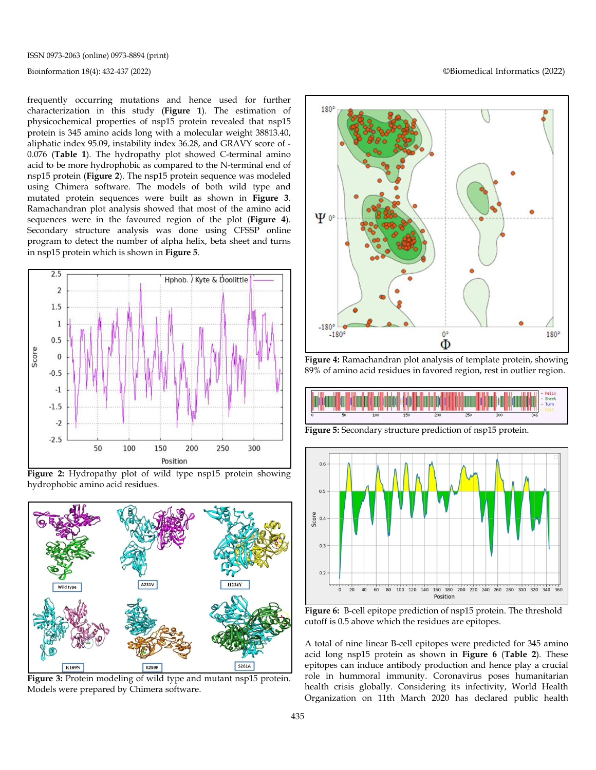frequently occurring mutations and hence used for further characterization in this study (**Figure 1**). The estimation of physicochemical properties of nsp15 protein revealed that nsp15 protein is 345 amino acids long with a molecular weight 38813.40, aliphatic index 95.09, instability index 36.28, and GRAVY score of -0.076 (**Table 1**). The hydropathy plot showed C-terminal amino acid to be more hydrophobic as compared to the N-terminal end of nsp15 protein (**Figure 2**). The nsp15 protein sequence was modeled using Chimera software. The models of both wild type and mutated protein sequences were built as shown in **Figure 3**. Ramachandran plot analysis showed that most of the amino acid sequences were in the favoured region of the plot (**Figure 4**). Secondary structure analysis was done using CFSSP online program to detect the number of alpha helix, beta sheet and turns in nsp15 protein which is shown in **Figure 5**.

**Figure 2:** Hydropathy plot of wild type nsp15 protein showing hydrophobic amino acid residues.

**Figure 3:** Protein modeling of wild type and mutant nsp15 protein. Models were prepared by Chimera software.

**Figure 4:** Ramachandran plot analysis of template protein, showing 89% of amino acid residues in favored region, rest in outlier region.

**Figure 5:** Secondary structure prediction of nsp15 protein.

**Figure 6:** B-cell epitope prediction of nsp15 protein. The threshold cutoff is 0.5 above which the residues are epitopes.

A total of nine linear B-cell epitopes were predicted for 345 amino acid long nsp15 protein as shown in **Figure 6** (**Table 2**). These epitopes can induce antibody production and hence play a crucial role in hummoral immunity. Coronavirus poses humanitarian health crisis globally. Considering its infectivity, World Health Organization on 11th March 2020 has declared public health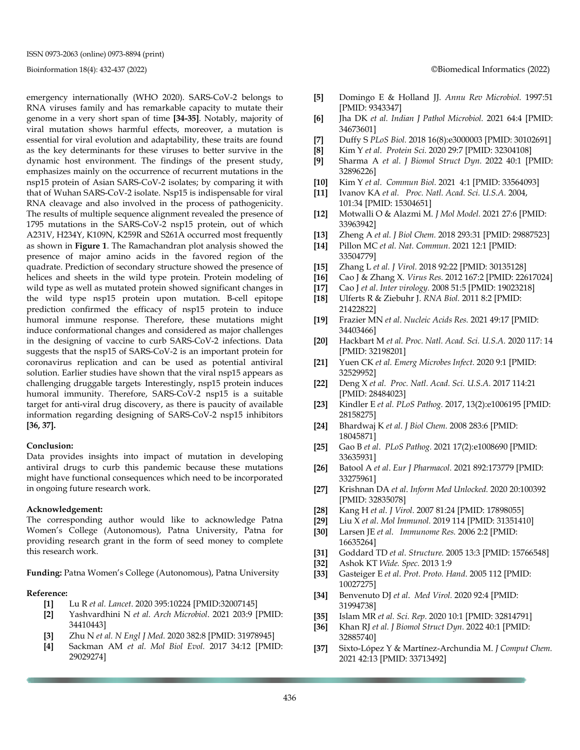emergency internationally (WHO 2020). SARS-CoV-2 belongs to RNA viruses family and has remarkable capacity to mutate their genome in a very short span of time **[34-35]**. Notably, majority of viral mutation shows harmful effects, moreover, a mutation is essential for viral evolution and adaptability, these traits are found as the key determinants for these viruses to better survive in the dynamic host environment. The findings of the present study, emphasizes mainly on the occurrence of recurrent mutations in the nsp15 protein of Asian SARS-CoV-2 isolates; by comparing it with that of Wuhan SARS-CoV-2 isolate. Nsp15 is indispensable for viral RNA cleavage and also involved in the process of pathogenicity. The results of multiple sequence alignment revealed the presence of 1795 mutations in the SARS-CoV-2 nsp15 protein, out of which A231V, H234Y, K109N, K259R and S261A occurred most frequently as shown in **Figure 1**. The Ramachandran plot analysis showed the presence of major amino acids in the favored region of the quadrate. Prediction of secondary structure showed the presence of helices and sheets in the wild type protein. Protein modeling of wild type as well as mutated protein showed significant changes in the wild type nsp15 protein upon mutation. B-cell epitope prediction confirmed the efficacy of nsp15 protein to induce humoral immune response. Therefore, these mutations might induce conformational changes and considered as major challenges in the designing of vaccine to curb SARS-CoV-2 infections. Data suggests that the nsp15 of SARS-CoV-2 is an important protein for coronavirus replication and can be used as potential antiviral solution. Earlier studies have shown that the viral nsp15 appears as challenging druggable targets. Interestingly, nsp15 protein induces humoral immunity. Therefore, SARS-CoV-2 nsp15 is a suitable target for anti-viral drug discovery, as there is paucity of available information regarding designing of SARS-CoV-2 nsp15 inhibitors **[36, 37].**

**Conclusion:**

Data provides insights into impact of mutation in developing antiviral drugs to curb this pandemic because these mutations might have functional consequences which need to be incorporated in ongoing future research work.

**Acknowledgement:**

The corresponding author would like to acknowledge Patna Women's College (Autonomous), Patna University, Patna for providing research grant in the form of seed money to complete this research work.

**Funding:** Patna Women's College (Autonomous), Patna University

**Reference:**

- **[1]** Lu R *et al. Lancet*. 2020 395:10224 [PMID:32007145]
- **[2]** Yashvardhini N *et al. Arch Microbiol*. 2021 203:9 [PMID: 34410443]
- **[3]** Zhu N *et al. N Engl J Med.* 2020 382:8 [PMID: 31978945]
- **[4]** Sackman AM *et al. Mol Biol Evol.* 2017 34:12 [PMID: 29029274]
- **[5]** Domingo E & Holland JJ. *Annu Rev Microbiol.* 1997:51 [PMID: 9343347]
- **[6]** Jha DK *et al. Indian J Pathol Microbiol.* 2021 64:4 [PMID: 34673601]
- **[7]** Duffy S *PLoS Biol.* 2018 16(8):e3000003 [PMID: 30102691]
- **[8]** Kim Y *et al. Protein Sci.* 2020 29:7 [PMID: 32304108]
- **[9]** Sharma A *et al. J Biomol Struct Dyn.* 2022 40:1 [PMID: 32896226]
- **[10]** Kim Y *et al. Commun Biol.* 2021 4:1 [PMID: 33564093]
- **[11]** Ivanov KA *et al. Proc. Natl. Acad. Sci. U.S.A.* 2004, 101:34 [PMID: 15304651]
- **[12]** Motwalli O & Alazmi M. *J Mol Model.* 2021 27:6 [PMID: 33963942]
- **[13]** Zheng A *et al. J Biol Chem.* 2018 293:31 [PMID: 29887523]
- **[14]** Pillon MC *et al. Nat. Commun.* 2021 12:1 [PMID: 33504779]
- **[15]** Zhang L *et al. J Virol.* 2018 92:22 [PMID: 30135128]
- **[16]** Cao J & Zhang X. *Virus Res.* 2012 167:2 [PMID: 22617024]
- **[17]** Cao J *et al. Inter virology.* 2008 51:5 [PMID: 19023218]
- **[18]** Ulferts R & Ziebuhr J. *RNA Biol.* 2011 8:2 [PMID: 21422822]
- **[19]** Frazier MN *et al. Nucleic Acids Res.* 2021 49:17 [PMID: 34403466]
- **[20]** Hackbart M *et al. Proc. Natl. Acad. Sci. U.S.A.* 2020 117: 14 [PMID: 32198201]
- **[21]** Yuen CK *et al. Emerg Microbes Infect.* 2020 9:1 [PMID: 32529952]
- **[22]** Deng X *et al. Proc. Natl. Acad. Sci. U.S.A.* 2017 114:21 [PMID: 28484023]
- **[23]** Kindler E *et al. PLoS Pathog.* 2017, 13(2):e1006195 [PMID: 28158275]
- **[24]** Bhardwaj K *et al. J Biol Chem.* 2008 283:6 [PMID: 18045871]
- **[25]** Gao B *et al. PLoS Pathog.* 2021 17(2):e1008690 [PMID: 33635931]
- **[26]** Batool A *et al. Eur J Pharmacol.* 2021 892:173779 [PMID: 33275961]
- **[27]** Krishnan DA *et al. Inform Med Unlocked.* 2020 20:100392 [PMID: 32835078]
- **[28]** Kang H *et al. J Virol.* 2007 81:24 [PMID: 17898055]
- **[29]** Liu X *et al. Mol Immunol.* 2019 114 [PMID: 31351410]
- **[30]** Larsen JE *et al. Immunome Res.* 2006 2:2 [PMID: 16635264]
- **[31]** Goddard TD *et al. Structure.* 2005 13:3 [PMID: 15766548]
- **[32]** Ashok KT *Wide. Spec.* 2013 1:9
- **[33]** Gasteiger E *et al. Prot. Proto. Hand.* 2005 112 [PMID: 10027275]
- **[34]** Benvenuto DJ *et al. Med Virol.* 2020 92:4 [PMID: 31994738]
- **[35]** Islam MR *et al. Sci. Rep.* 2020 10:1 [PMID: 32814791]
- **[36]** Khan RJ *et al. J Biomol Struct Dyn.* 2022 40:1 [PMID: 32885740]
- **[37]** Sixto-López Y & Martínez-Archundia M. *J Comput Chem.* 2021 42:13 [PMID: 33713492]